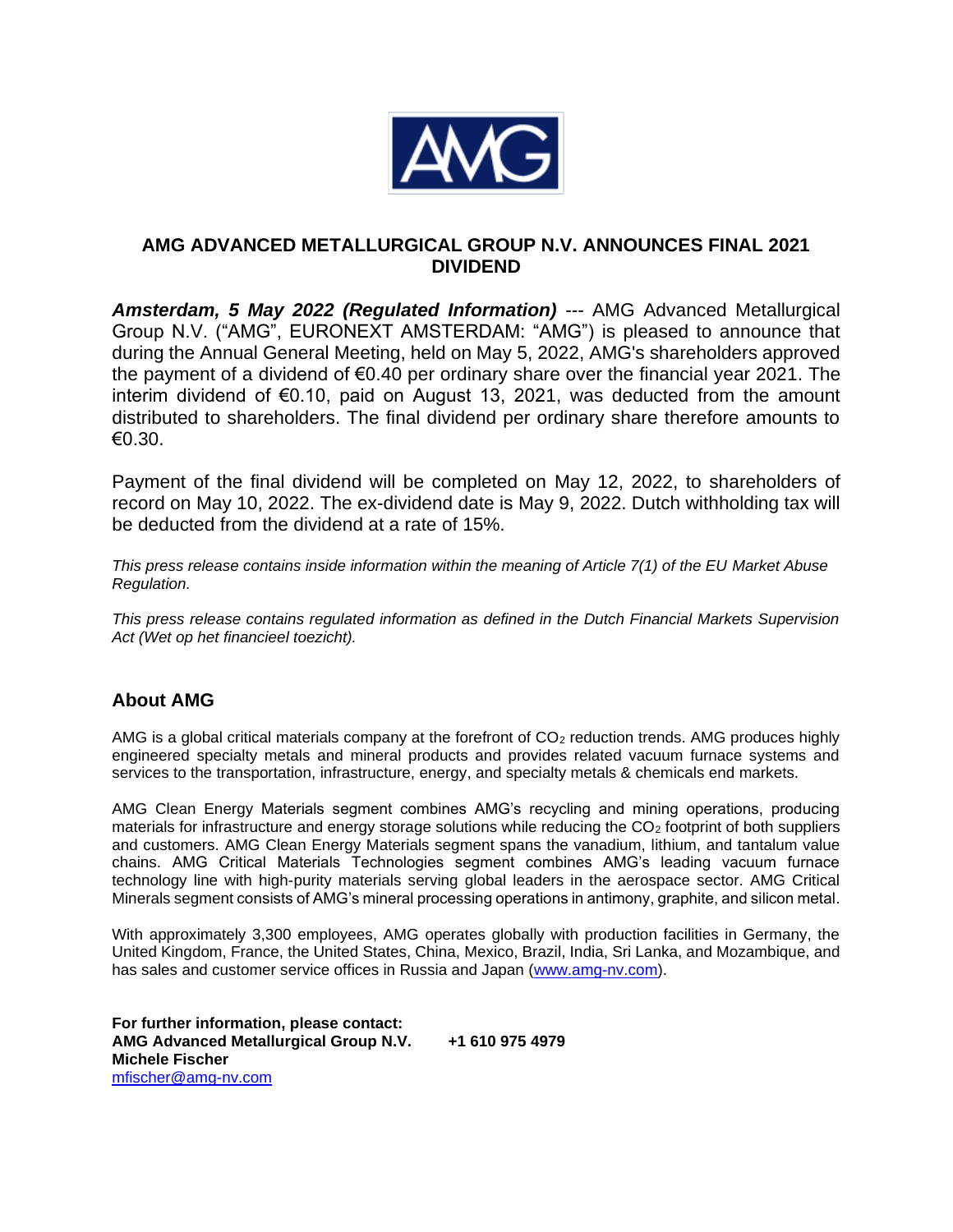# AMG ADVANCED METALLURGICAL GROUP N.V. ANNOUNCES FINAL 2021 DIVIDEND

***Amsterdam, 5 May 2022 (Regulated Information)*** --- AMG Advanced Metallurgical Group N.V. ("AMG", EURONEXT AMSTERDAM: "AMG") is pleased to announce that during the Annual General Meeting, held on May 5, 2022, AMG's shareholders approved the payment of a dividend of €0.40 per ordinary share over the financial year 2021. The interim dividend of €0.10, paid on August 13, 2021, was deducted from the amount distributed to shareholders. The final dividend per ordinary share therefore amounts to €0.30.

Payment of the final dividend will be completed on May 12, 2022, to shareholders of record on May 10, 2022. The ex-dividend date is May 9, 2022. Dutch withholding tax will be deducted from the dividend at a rate of 15%.

*This press release contains inside information within the meaning of Article 7(1) of the EU Market Abuse Regulation.*

*This press release contains regulated information as defined in the Dutch Financial Markets Supervision Act (Wet op het financieel toezicht).*

## About AMG

AMG is a global critical materials company at the forefront of $CO_2$ reduction trends. AMG produces highly engineered specialty metals and mineral products and provides related vacuum furnace systems and services to the transportation, infrastructure, energy, and specialty metals & chemicals end markets.

AMG Clean Energy Materials segment combines AMG's recycling and mining operations, producing materials for infrastructure and energy storage solutions while reducing the $CO_2$ footprint of both suppliers and customers. AMG Clean Energy Materials segment spans the vanadium, lithium, and tantalum value chains. AMG Critical Materials Technologies segment combines AMG's leading vacuum furnace technology line with high-purity materials serving global leaders in the aerospace sector. AMG Critical Minerals segment consists of AMG's mineral processing operations in antimony, graphite, and silicon metal.

With approximately 3,300 employees, AMG operates globally with production facilities in Germany, the United Kingdom, France, the United States, China, Mexico, Brazil, India, Sri Lanka, and Mozambique, and has sales and customer service offices in Russia and Japan (www.amg-nv.com).

**For further information, please contact:**
**AMG Advanced Metallurgical Group N.V.** **+1 610 975 4979**
**Michele Fischer**
mfischer@amg-nv.com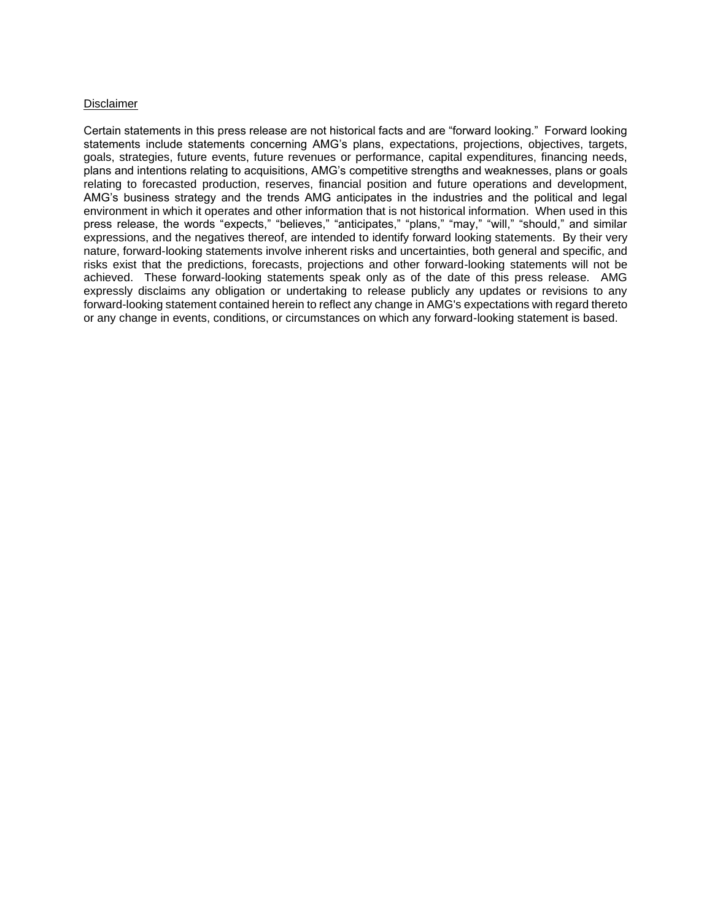Disclaimer

Certain statements in this press release are not historical facts and are "forward looking." Forward looking statements include statements concerning AMG's plans, expectations, projections, objectives, targets, goals, strategies, future events, future revenues or performance, capital expenditures, financing needs, plans and intentions relating to acquisitions, AMG's competitive strengths and weaknesses, plans or goals relating to forecasted production, reserves, financial position and future operations and development, AMG's business strategy and the trends AMG anticipates in the industries and the political and legal environment in which it operates and other information that is not historical information. When used in this press release, the words "expects," "believes," "anticipates," "plans," "may," "will," "should," and similar expressions, and the negatives thereof, are intended to identify forward looking statements. By their very nature, forward-looking statements involve inherent risks and uncertainties, both general and specific, and risks exist that the predictions, forecasts, projections and other forward-looking statements will not be achieved. These forward-looking statements speak only as of the date of this press release. AMG expressly disclaims any obligation or undertaking to release publicly any updates or revisions to any forward-looking statement contained herein to reflect any change in AMG's expectations with regard thereto or any change in events, conditions, or circumstances on which any forward-looking statement is based.